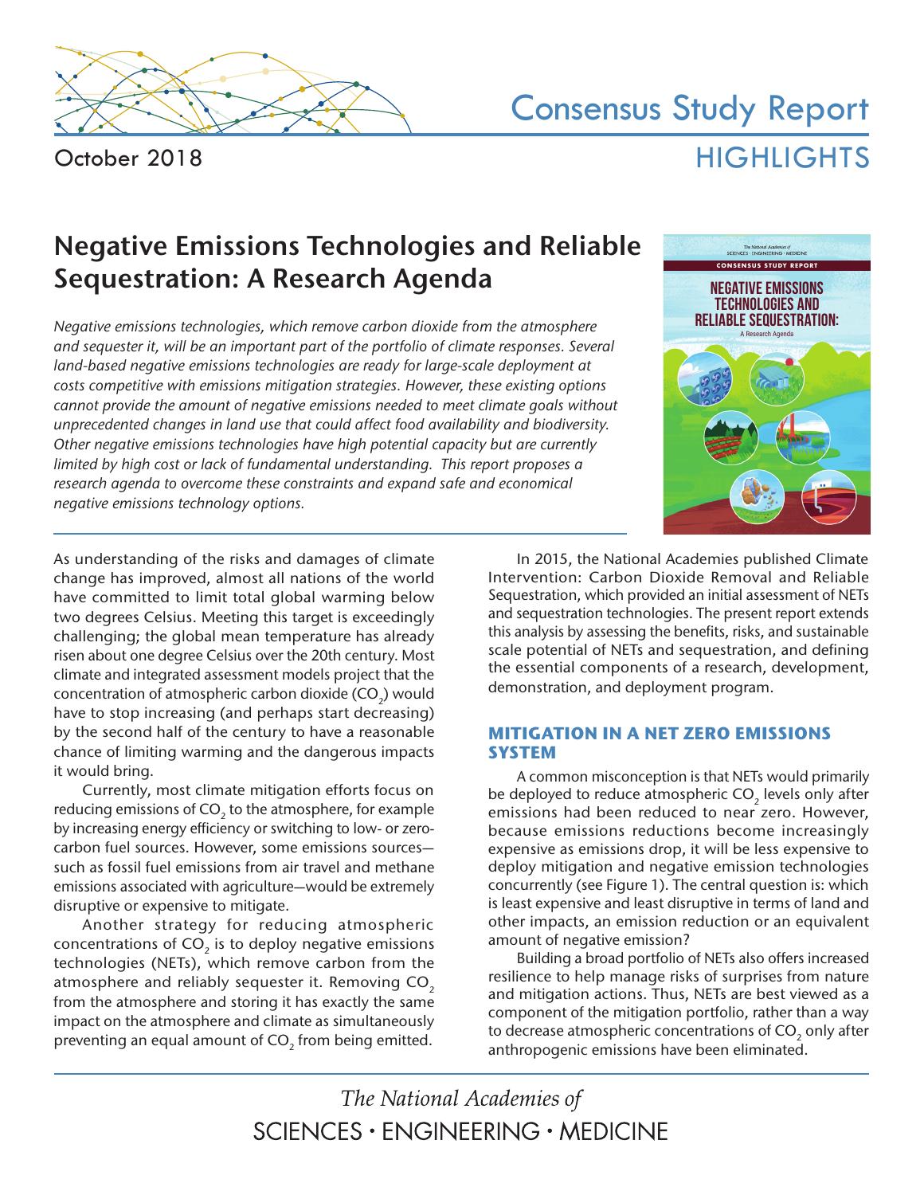Consensus Study Report

HIGHLIGHTS

October 2018

# Negative Emissions Technologies and Reliable Sequestration: A Research Agenda

*Negative emissions technologies, which remove carbon dioxide from the atmosphere and sequester it, will be an important part of the portfolio of climate responses. Several land-based negative emissions technologies are ready for large-scale deployment at costs competitive with emissions mitigation strategies. However, these existing options cannot provide the amount of negative emissions needed to meet climate goals without unprecedented changes in land use that could affect food availability and biodiversity. Other negative emissions technologies have high potential capacity but are currently limited by high cost or lack of fundamental understanding. This report proposes a research agenda to overcome these constraints and expand safe and economical negative emissions technology options.*

As understanding of the risks and damages of climate change has improved, almost all nations of the world have committed to limit total global warming below two degrees Celsius. Meeting this target is exceedingly challenging; the global mean temperature has already risen about one degree Celsius over the 20th century. Most climate and integrated assessment models project that the concentration of atmospheric carbon dioxide ($CO_2$) would have to stop increasing (and perhaps start decreasing) by the second half of the century to have a reasonable chance of limiting warming and the dangerous impacts it would bring.

Currently, most climate mitigation efforts focus on reducing emissions of $CO_2$ to the atmosphere, for example by increasing energy efficiency or switching to low- or zero-carbon fuel sources. However, some emissions sources—such as fossil fuel emissions from air travel and methane emissions associated with agriculture—would be extremely disruptive or expensive to mitigate.

Another strategy for reducing atmospheric concentrations of $CO_2$ is to deploy negative emissions technologies (NETs), which remove carbon from the atmosphere and reliably sequester it. Removing $CO_2$ from the atmosphere and storing it has exactly the same impact on the atmosphere and climate as simultaneously preventing an equal amount of $CO_2$ from being emitted.

In 2015, the National Academies published Climate Intervention: Carbon Dioxide Removal and Reliable Sequestration, which provided an initial assessment of NETs and sequestration technologies. The present report extends this analysis by assessing the benefits, risks, and sustainable scale potential of NETs and sequestration, and defining the essential components of a research, development, demonstration, and deployment program.

## MITIGATION IN A NET ZERO EMISSIONS SYSTEM

A common misconception is that NETs would primarily be deployed to reduce atmospheric $CO_2$ levels only after emissions had been reduced to near zero. However, because emissions reductions become increasingly expensive as emissions drop, it will be less expensive to deploy mitigation and negative emission technologies concurrently (see Figure 1). The central question is: which is least expensive and least disruptive in terms of land and other impacts, an emission reduction or an equivalent amount of negative emission?

Building a broad portfolio of NETs also offers increased resilience to help manage risks of surprises from nature and mitigation actions. Thus, NETs are best viewed as a component of the mitigation portfolio, rather than a way to decrease atmospheric concentrations of $CO_2$ only after anthropogenic emissions have been eliminated.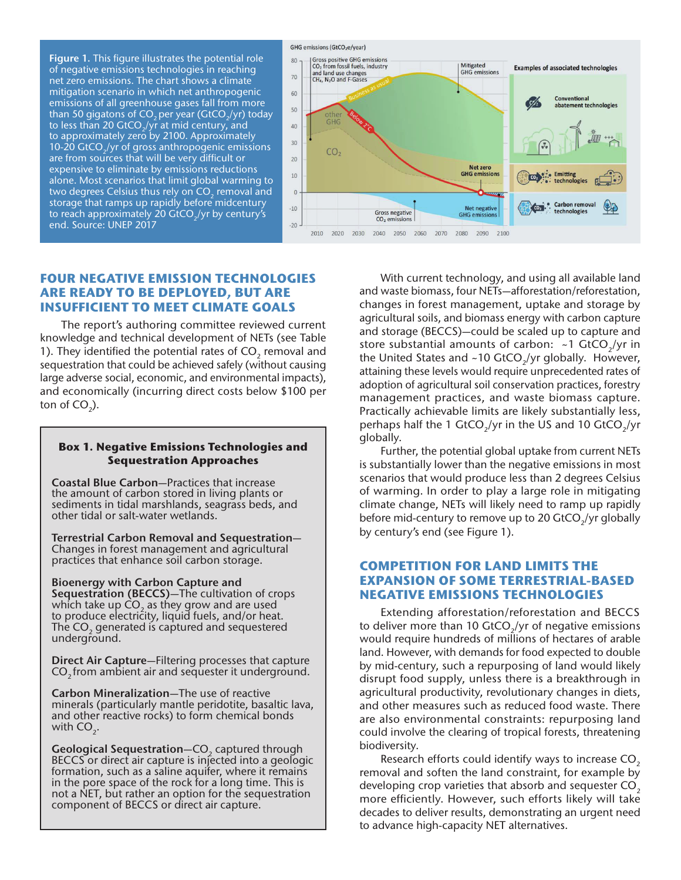**Figure 1.** This figure illustrates the potential role of negative emissions technologies in reaching net zero emissions. The chart shows a climate mitigation scenario in which net anthropogenic emissions of all greenhouse gases fall from more than 50 gigatons of $CO_2$ per year ($GtCO_2$/yr) today to less than 20 $GtCO_2$/yr at mid century, and to approximately zero by 2100. Approximately 10-20 $GtCO_2$/yr of gross anthropogenic emissions are from sources that will be very difficult or expensive to eliminate by emissions reductions alone. Most scenarios that limit global warming to two degrees Celsius thus rely on $CO_2$ removal and storage that ramps up rapidly before midcentury to reach approximately 20 $GtCO_2$/yr by century's end. Source: UNEP 2017

## FOUR NEGATIVE EMISSION TECHNOLOGIES ARE READY TO BE DEPLOYED, BUT ARE INSUFFICIENT TO MEET CLIMATE GOALS

The report's authoring committee reviewed current knowledge and technical development of NETs (see Table 1). They identified the potential rates of $CO_2$ removal and sequestration that could be achieved safely (without causing large adverse social, economic, and environmental impacts), and economically (incurring direct costs below $100 per ton of $CO_2$).

> **Box 1. Negative Emissions Technologies and Sequestration Approaches**
>
> **Coastal Blue Carbon**—Practices that increase the amount of carbon stored in living plants or sediments in tidal marshlands, seagrass beds, and other tidal or salt-water wetlands.
>
> **Terrestrial Carbon Removal and Sequestration**—Changes in forest management and agricultural practices that enhance soil carbon storage.
>
> **Bioenergy with Carbon Capture and Sequestration (BECCS)**—The cultivation of crops which take up $CO_2$ as they grow and are used to produce electricity, liquid fuels, and/or heat. The $CO_2$ generated is captured and sequestered underground.
>
> **Direct Air Capture**—Filtering processes that capture $CO_2$ from ambient air and sequester it underground.
>
> **Carbon Mineralization**—The use of reactive minerals (particularly mantle peridotite, basaltic lava, and other reactive rocks) to form chemical bonds with $CO_2$.
>
> **Geological Sequestration**—$CO_2$ captured through BECCS or direct air capture is injected into a geologic formation, such as a saline aquifer, where it remains in the pore space of the rock for a long time. This is not a NET, but rather an option for the sequestration component of BECCS or direct air capture.

With current technology, and using all available land and waste biomass, four NETs—afforestation/reforestation, changes in forest management, uptake and storage by agricultural soils, and biomass energy with carbon capture and storage (BECCS)—could be scaled up to capture and store substantial amounts of carbon: ~1 $GtCO_2$/yr in the United States and ~10 $GtCO_2$/yr globally. However, attaining these levels would require unprecedented rates of adoption of agricultural soil conservation practices, forestry management practices, and waste biomass capture. Practically achievable limits are likely substantially less, perhaps half the 1 $GtCO_2$/yr in the US and 10 $GtCO_2$/yr globally.

Further, the potential global uptake from current NETs is substantially lower than the negative emissions in most scenarios that would produce less than 2 degrees Celsius of warming. In order to play a large role in mitigating climate change, NETs will likely need to ramp up rapidly before mid-century to remove up to 20 $GtCO_2$/yr globally by century's end (see Figure 1).

## COMPETITION FOR LAND LIMITS THE EXPANSION OF SOME TERRESTRIAL-BASED NEGATIVE EMISSIONS TECHNOLOGIES

Extending afforestation/reforestation and BECCS to deliver more than 10 $GtCO_2$/yr of negative emissions would require hundreds of millions of hectares of arable land. However, with demands for food expected to double by mid-century, such a repurposing of land would likely disrupt food supply, unless there is a breakthrough in agricultural productivity, revolutionary changes in diets, and other measures such as reduced food waste. There are also environmental constraints: repurposing land could involve the clearing of tropical forests, threatening biodiversity.

Research efforts could identify ways to increase $CO_2$ removal and soften the land constraint, for example by developing crop varieties that absorb and sequester $CO_2$ more efficiently. However, such efforts likely will take decades to deliver results, demonstrating an urgent need to advance high-capacity NET alternatives.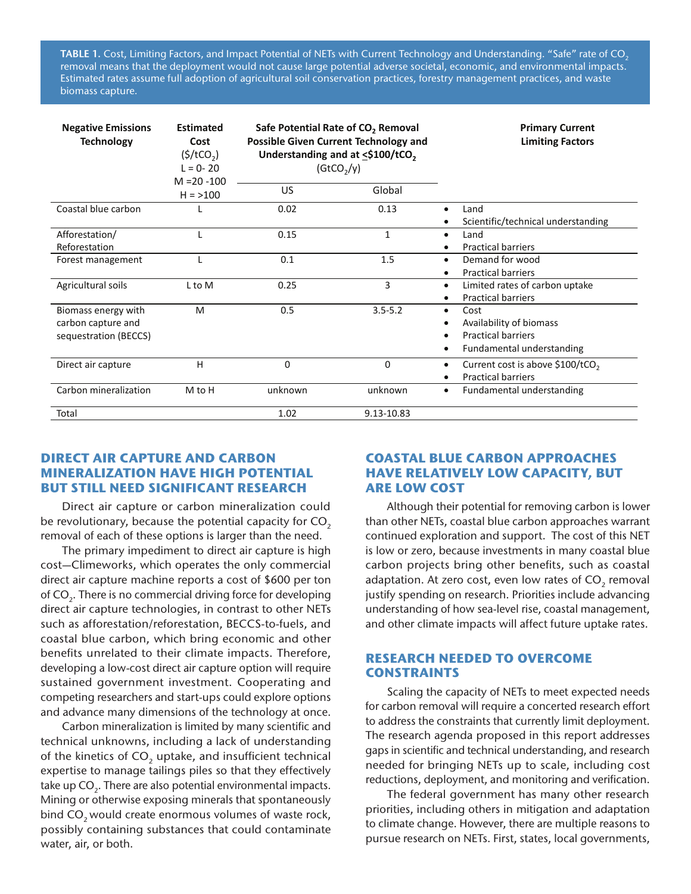**TABLE 1.** Cost, Limiting Factors, and Impact Potential of NETs with Current Technology and Understanding. "Safe" rate of $CO_2$ removal means that the deployment would not cause large potential adverse societal, economic, and environmental impacts. Estimated rates assume full adoption of agricultural soil conservation practices, forestry management practices, and waste biomass capture.

| Negative Emissions Technology | Estimated Cost ($/$tCO_2$) L = 0- 20 M =20 -100 H = >100 | Safe Potential Rate of $CO_2$ Removal Possible Given Current Technology and Understanding and at ≤$100/$tCO_2$ ($GtCO_2$/y) | | Primary Current Limiting Factors |
|---|---|---|---|---|
| | | US | Global | |
| Coastal blue carbon | L | 0.02 | 0.13 | • Land<br>• Scientific/technical understanding |
| Afforestation/ Reforestation | L | 0.15 | 1 | • Land<br>• Practical barriers |
| Forest management | L | 0.1 | 1.5 | • Demand for wood<br>• Practical barriers |
| Agricultural soils | L to M | 0.25 | 3 | • Limited rates of carbon uptake<br>• Practical barriers |
| Biomass energy with carbon capture and sequestration (BECCS) | M | 0.5 | 3.5-5.2 | • Cost<br>• Availability of biomass<br>• Practical barriers<br>• Fundamental understanding |
| Direct air capture | H | 0 | 0 | • Current cost is above $100/$tCO_2$<br>• Practical barriers |
| Carbon mineralization | M to H | unknown | unknown | • Fundamental understanding |
| Total | | 1.02 | 9.13-10.83 | |

## DIRECT AIR CAPTURE AND CARBON MINERALIZATION HAVE HIGH POTENTIAL BUT STILL NEED SIGNIFICANT RESEARCH

Direct air capture or carbon mineralization could be revolutionary, because the potential capacity for $CO_2$ removal of each of these options is larger than the need.

The primary impediment to direct air capture is high cost—Climeworks, which operates the only commercial direct air capture machine reports a cost of $600 per ton of $CO_2$. There is no commercial driving force for developing direct air capture technologies, in contrast to other NETs such as afforestation/reforestation, BECCS-to-fuels, and coastal blue carbon, which bring economic and other benefits unrelated to their climate impacts. Therefore, developing a low-cost direct air capture option will require sustained government investment. Cooperating and competing researchers and start-ups could explore options and advance many dimensions of the technology at once.

Carbon mineralization is limited by many scientific and technical unknowns, including a lack of understanding of the kinetics of $CO_2$ uptake, and insufficient technical expertise to manage tailings piles so that they effectively take up $CO_2$. There are also potential environmental impacts. Mining or otherwise exposing minerals that spontaneously bind $CO_2$ would create enormous volumes of waste rock, possibly containing substances that could contaminate water, air, or both.

## COASTAL BLUE CARBON APPROACHES HAVE RELATIVELY LOW CAPACITY, BUT ARE LOW COST

Although their potential for removing carbon is lower than other NETs, coastal blue carbon approaches warrant continued exploration and support. The cost of this NET is low or zero, because investments in many coastal blue carbon projects bring other benefits, such as coastal adaptation. At zero cost, even low rates of $CO_2$ removal justify spending on research. Priorities include advancing understanding of how sea-level rise, coastal management, and other climate impacts will affect future uptake rates.

## RESEARCH NEEDED TO OVERCOME CONSTRAINTS

Scaling the capacity of NETs to meet expected needs for carbon removal will require a concerted research effort to address the constraints that currently limit deployment. The research agenda proposed in this report addresses gaps in scientific and technical understanding, and research needed for bringing NETs up to scale, including cost reductions, deployment, and monitoring and verification.

The federal government has many other research priorities, including others in mitigation and adaptation to climate change. However, there are multiple reasons to pursue research on NETs. First, states, local governments,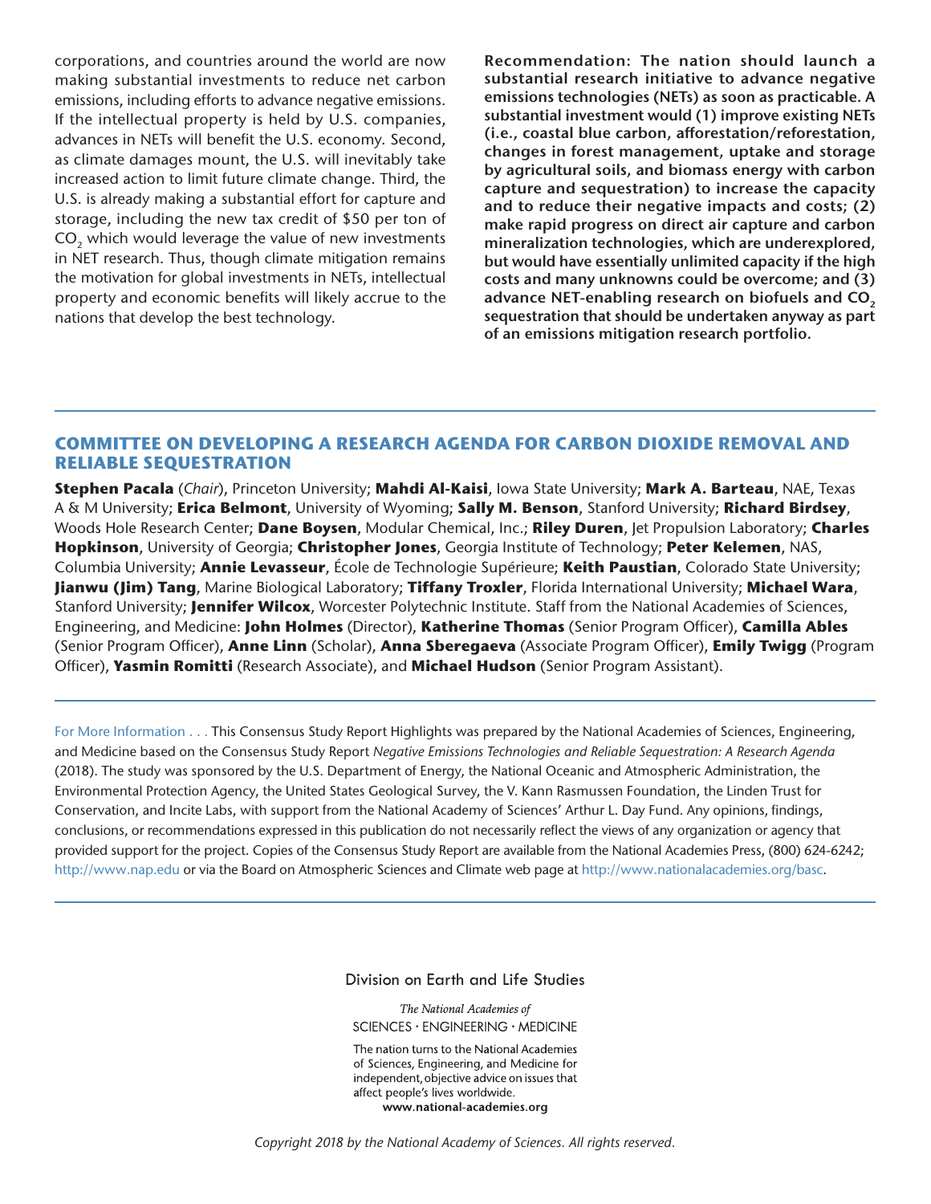corporations, and countries around the world are now making substantial investments to reduce net carbon emissions, including efforts to advance negative emissions. If the intellectual property is held by U.S. companies, advances in NETs will benefit the U.S. economy. Second, as climate damages mount, the U.S. will inevitably take increased action to limit future climate change. Third, the U.S. is already making a substantial effort for capture and storage, including the new tax credit of $50 per ton of $CO_2$ which would leverage the value of new investments in NET research. Thus, though climate mitigation remains the motivation for global investments in NETs, intellectual property and economic benefits will likely accrue to the nations that develop the best technology.

**Recommendation: The nation should launch a substantial research initiative to advance negative emissions technologies (NETs) as soon as practicable. A substantial investment would (1) improve existing NETs (i.e., coastal blue carbon, afforestation/reforestation, changes in forest management, uptake and storage by agricultural soils, and biomass energy with carbon capture and sequestration) to increase the capacity and to reduce their negative impacts and costs; (2) make rapid progress on direct air capture and carbon mineralization technologies, which are underexplored, but would have essentially unlimited capacity if the high costs and many unknowns could be overcome; and (3) advance NET-enabling research on biofuels and $CO_2$ sequestration that should be undertaken anyway as part of an emissions mitigation research portfolio.**

## COMMITTEE ON DEVELOPING A RESEARCH AGENDA FOR CARBON DIOXIDE REMOVAL AND RELIABLE SEQUESTRATION

**Stephen Pacala** (*Chair*), Princeton University; **Mahdi Al-Kaisi**, Iowa State University; **Mark A. Barteau**, NAE, Texas A & M University; **Erica Belmont**, University of Wyoming; **Sally M. Benson**, Stanford University; **Richard Birdsey**, Woods Hole Research Center; **Dane Boysen**, Modular Chemical, Inc.; **Riley Duren**, Jet Propulsion Laboratory; **Charles Hopkinson**, University of Georgia; **Christopher Jones**, Georgia Institute of Technology; **Peter Kelemen**, NAS, Columbia University; **Annie Levasseur**, École de Technologie Supérieure; **Keith Paustian**, Colorado State University; **Jianwu (Jim) Tang**, Marine Biological Laboratory; **Tiffany Troxler**, Florida International University; **Michael Wara**, Stanford University; **Jennifer Wilcox**, Worcester Polytechnic Institute. Staff from the National Academies of Sciences, Engineering, and Medicine: **John Holmes** (Director), **Katherine Thomas** (Senior Program Officer), **Camilla Ables** (Senior Program Officer), **Anne Linn** (Scholar), **Anna Sberegaeva** (Associate Program Officer), **Emily Twigg** (Program Officer), **Yasmin Romitti** (Research Associate), and **Michael Hudson** (Senior Program Assistant).

For More Information . . . This Consensus Study Report Highlights was prepared by the National Academies of Sciences, Engineering, and Medicine based on the Consensus Study Report *Negative Emissions Technologies and Reliable Sequestration: A Research Agenda* (2018). The study was sponsored by the U.S. Department of Energy, the National Oceanic and Atmospheric Administration, the Environmental Protection Agency, the United States Geological Survey, the V. Kann Rasmussen Foundation, the Linden Trust for Conservation, and Incite Labs, with support from the National Academy of Sciences' Arthur L. Day Fund. Any opinions, findings, conclusions, or recommendations expressed in this publication do not necessarily reflect the views of any organization or agency that provided support for the project. Copies of the Consensus Study Report are available from the National Academies Press, (800) 624-6242; http://www.nap.edu or via the Board on Atmospheric Sciences and Climate web page at http://www.nationalacademies.org/basc.

Division on Earth and Life Studies

*The National Academies of*
SCIENCES · ENGINEERING · MEDICINE

The nation turns to the National Academies of Sciences, Engineering, and Medicine for independent, objective advice on issues that affect people's lives worldwide.
**www.national-academies.org**

*Copyright 2018 by the National Academy of Sciences. All rights reserved.*